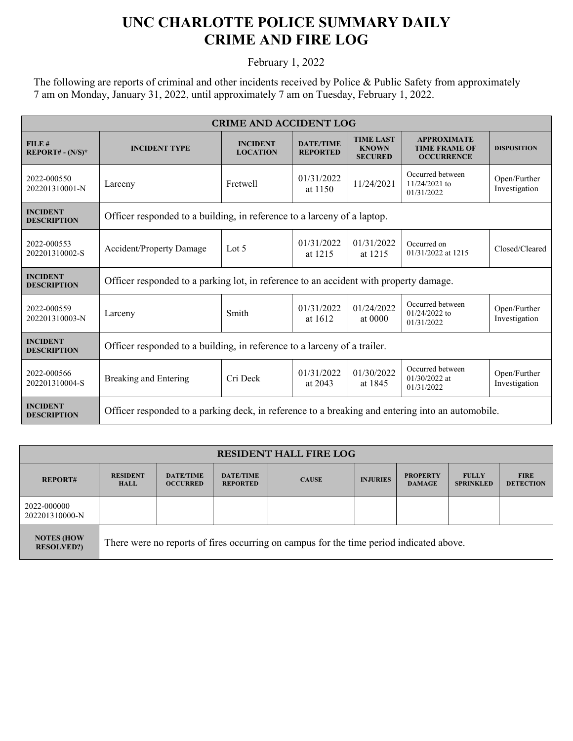# UNC CHARLOTTE POLICE SUMMARY DAILY CRIME AND FIRE LOG

February 1, 2022

The following are reports of criminal and other incidents received by Police & Public Safety from approximately 7 am on Monday, January 31, 2022, until approximately 7 am on Tuesday, February 1, 2022.

| CRIME AND ACCIDENT LOG | | | | | | |
|---|---|---|---|---|---|---|
| **FILE # REPORT# - (N/S)*** | **INCIDENT TYPE** | **INCIDENT LOCATION** | **DATE/TIME REPORTED** | **TIME LAST KNOWN SECURED** | **APPROXIMATE TIME FRAME OF OCCURRENCE** | **DISPOSITION** |
| 2022-000550 202201310001-N | Larceny | Fretwell | 01/31/2022 at 1150 | 11/24/2021 | Occurred between 11/24/2021 to 01/31/2022 | Open/Further Investigation |
| **INCIDENT DESCRIPTION** | Officer responded to a building, in reference to a larceny of a laptop. | | | | | |
| 2022-000553 202201310002-S | Accident/Property Damage | Lot 5 | 01/31/2022 at 1215 | 01/31/2022 at 1215 | Occurred on 01/31/2022 at 1215 | Closed/Cleared |
| **INCIDENT DESCRIPTION** | Officer responded to a parking lot, in reference to an accident with property damage. | | | | | |
| 2022-000559 202201310003-N | Larceny | Smith | 01/31/2022 at 1612 | 01/24/2022 at 0000 | Occurred between 01/24/2022 to 01/31/2022 | Open/Further Investigation |
| **INCIDENT DESCRIPTION** | Officer responded to a building, in reference to a larceny of a trailer. | | | | | |
| 2022-000566 202201310004-S | Breaking and Entering | Cri Deck | 01/31/2022 at 2043 | 01/30/2022 at 1845 | Occurred between 01/30/2022 at 01/31/2022 | Open/Further Investigation |
| **INCIDENT DESCRIPTION** | Officer responded to a parking deck, in reference to a breaking and entering into an automobile. | | | | | |

| RESIDENT HALL FIRE LOG | | | | | | | | |
|---|---|---|---|---|---|---|---|---|
| **REPORT#** | **RESIDENT HALL** | **DATE/TIME OCCURRED** | **DATE/TIME REPORTED** | **CAUSE** | **INJURIES** | **PROPERTY DAMAGE** | **FULLY SPRINKLED** | **FIRE DETECTION** |
| 2022-000000 202201310000-N | | | | | | | | |
| **NOTES (HOW RESOLVED?)** | There were no reports of fires occurring on campus for the time period indicated above. | | | | | | | |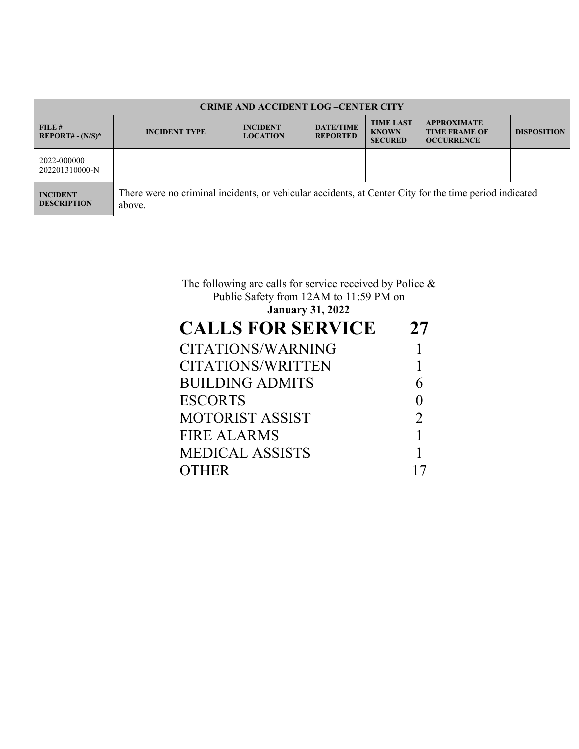| CRIME AND ACCIDENT LOG –CENTER CITY | | | | | | |
|---|---|---|---|---|---|---|
| **FILE # REPORT# - (N/S)*** | **INCIDENT TYPE** | **INCIDENT LOCATION** | **DATE/TIME REPORTED** | **TIME LAST KNOWN SECURED** | **APPROXIMATE TIME FRAME OF OCCURRENCE** | **DISPOSITION** |
| 2022-000000 202201310000-N | | | | | | |
| **INCIDENT DESCRIPTION** | There were no criminal incidents, or vehicular accidents, at Center City for the time period indicated above. | | | | | |

The following are calls for service received by Police & Public Safety from 12AM to 11:59 PM on
**January 31, 2022**

| | |
|---|---|
| **CALLS FOR SERVICE** | **27** |
| CITATIONS/WARNING | 1 |
| CITATIONS/WRITTEN | 1 |
| BUILDING ADMITS | 6 |
| ESCORTS | 0 |
| MOTORIST ASSIST | 2 |
| FIRE ALARMS | 1 |
| MEDICAL ASSISTS | 1 |
| OTHER | 17 |